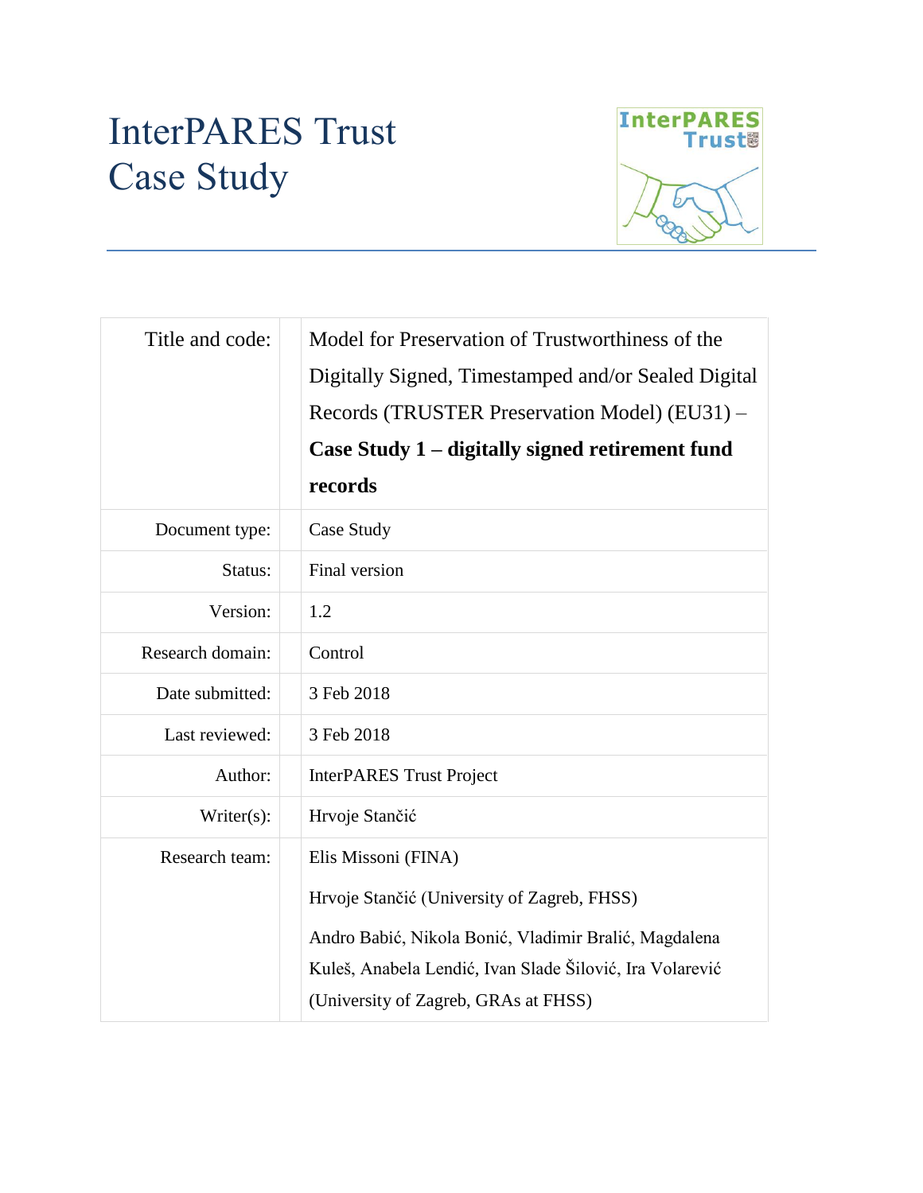# InterPARES Trust Case Study

| | |
|---|---|
| Title and code: | Model for Preservation of Trustworthiness of the Digitally Signed, Timestamped and/or Sealed Digital Records (TRUSTER Preservation Model) (EU31) – **Case Study 1 – digitally signed retirement fund records** |
| Document type: | Case Study |
| Status: | Final version |
| Version: | 1.2 |
| Research domain: | Control |
| Date submitted: | 3 Feb 2018 |
| Last reviewed: | 3 Feb 2018 |
| Author: | InterPARES Trust Project |
| Writer(s): | Hrvoje Stančić |
| Research team: | Elis Missoni (FINA)<br>Hrvoje Stančić (University of Zagreb, FHSS)<br>Andro Babić, Nikola Bonić, Vladimir Bralić, Magdalena Kuleš, Anabela Lendić, Ivan Slade Šilović, Ira Volarević (University of Zagreb, GRAs at FHSS) |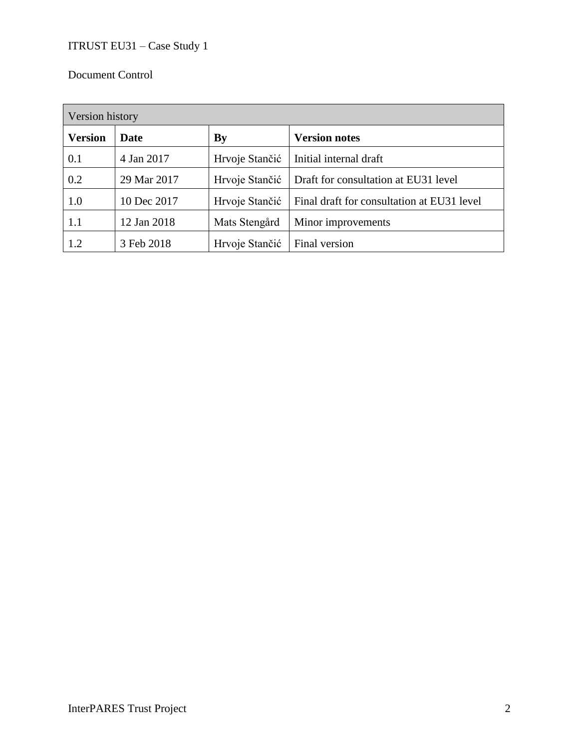Document Control

| Version history | | | |
|---|---|---|---|
| **Version** | **Date** | **By** | **Version notes** |
| 0.1 | 4 Jan 2017 | Hrvoje Stančić | Initial internal draft |
| 0.2 | 29 Mar 2017 | Hrvoje Stančić | Draft for consultation at EU31 level |
| 1.0 | 10 Dec 2017 | Hrvoje Stančić | Final draft for consultation at EU31 level |
| 1.1 | 12 Jan 2018 | Mats Stengård | Minor improvements |
| 1.2 | 3 Feb 2018 | Hrvoje Stančić | Final version |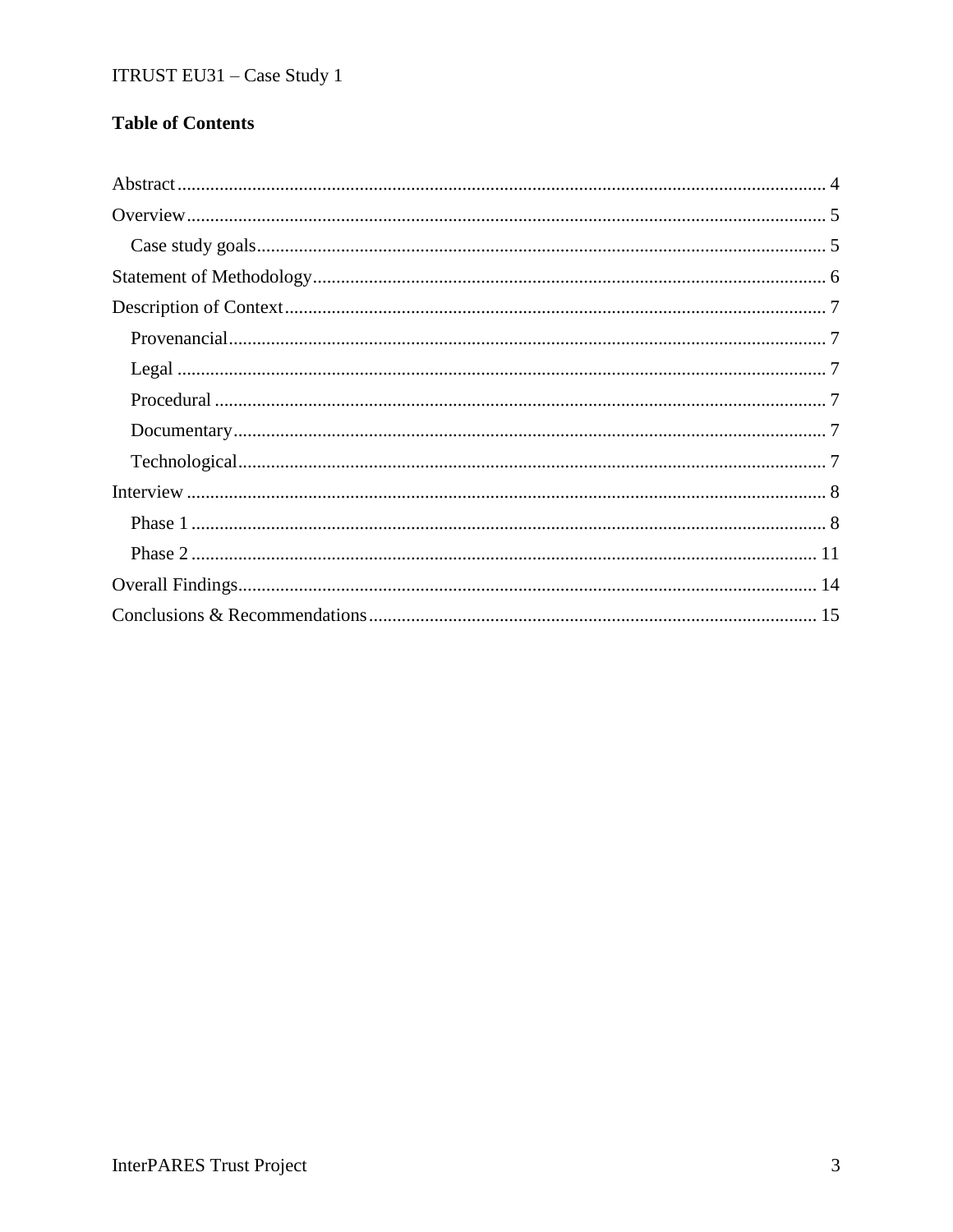**Table of Contents**

Abstract ........................................................................................................................... 4
Overview .......................................................................................................................... 5
  Case study goals ............................................................................................................. 5
Statement of Methodology ............................................................................................... 6
Description of Context ..................................................................................................... 7
  Provenancial .................................................................................................................. 7
  Legal .............................................................................................................................. 7
  Procedural ...................................................................................................................... 7
  Documentary .................................................................................................................. 7
  Technological ................................................................................................................. 7
Interview .......................................................................................................................... 8
  Phase 1 ........................................................................................................................... 8
  Phase 2 ........................................................................................................................... 11
Overall Findings ............................................................................................................... 14
Conclusions & Recommendations .................................................................................... 15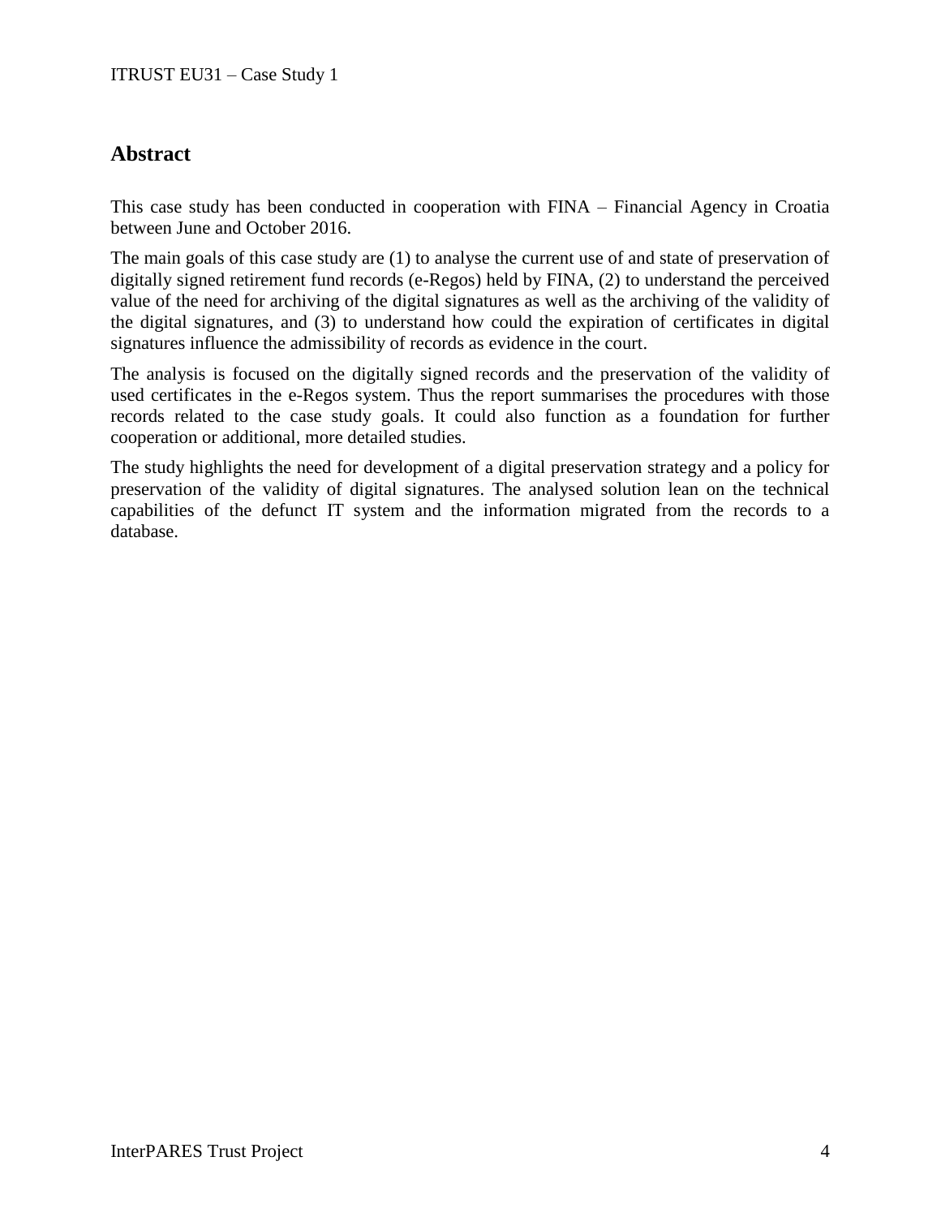## Abstract

This case study has been conducted in cooperation with FINA – Financial Agency in Croatia between June and October 2016.

The main goals of this case study are (1) to analyse the current use of and state of preservation of digitally signed retirement fund records (e-Regos) held by FINA, (2) to understand the perceived value of the need for archiving of the digital signatures as well as the archiving of the validity of the digital signatures, and (3) to understand how could the expiration of certificates in digital signatures influence the admissibility of records as evidence in the court.

The analysis is focused on the digitally signed records and the preservation of the validity of used certificates in the e-Regos system. Thus the report summarises the procedures with those records related to the case study goals. It could also function as a foundation for further cooperation or additional, more detailed studies.

The study highlights the need for development of a digital preservation strategy and a policy for preservation of the validity of digital signatures. The analysed solution lean on the technical capabilities of the defunct IT system and the information migrated from the records to a database.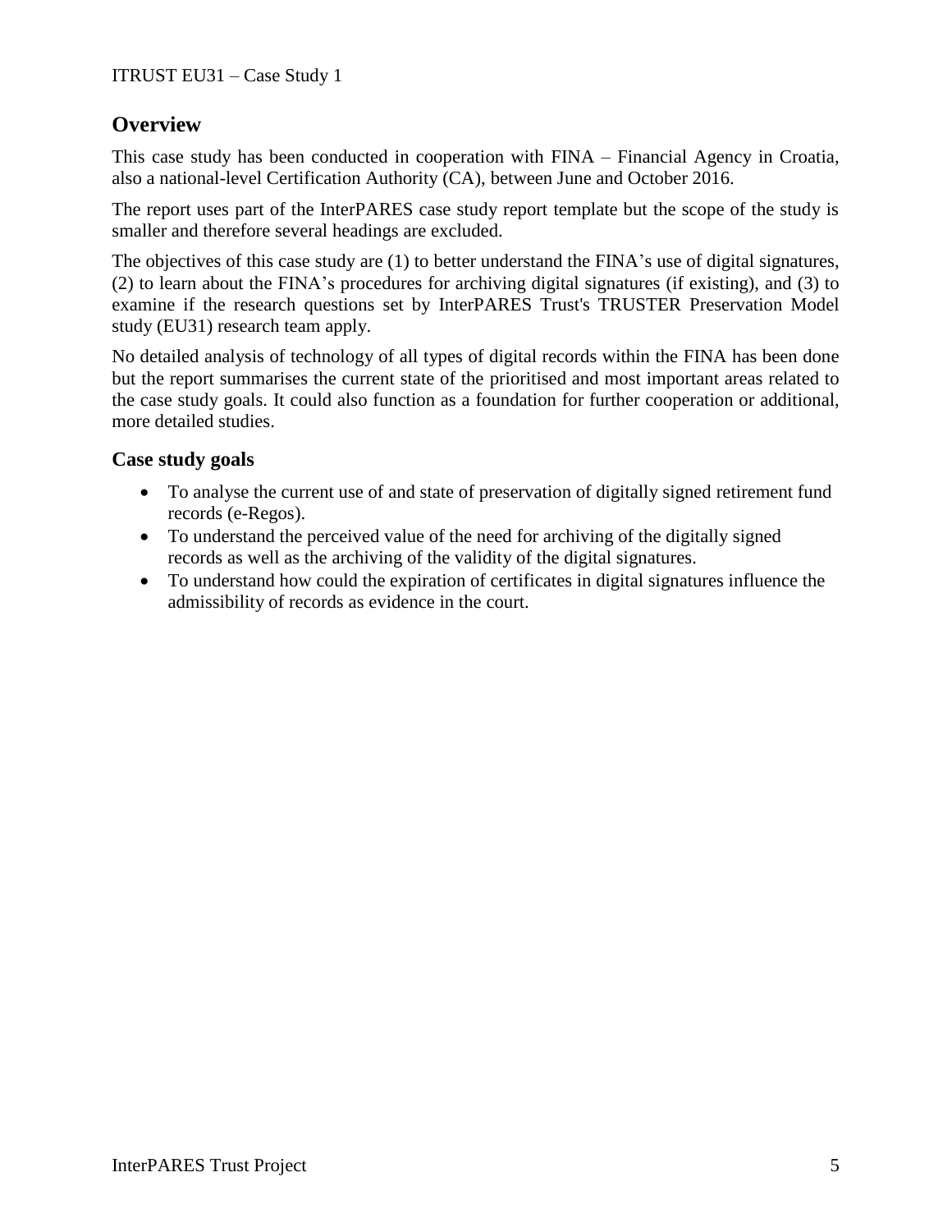## Overview

This case study has been conducted in cooperation with FINA – Financial Agency in Croatia, also a national-level Certification Authority (CA), between June and October 2016.

The report uses part of the InterPARES case study report template but the scope of the study is smaller and therefore several headings are excluded.

The objectives of this case study are (1) to better understand the FINA's use of digital signatures, (2) to learn about the FINA's procedures for archiving digital signatures (if existing), and (3) to examine if the research questions set by InterPARES Trust's TRUSTER Preservation Model study (EU31) research team apply.

No detailed analysis of technology of all types of digital records within the FINA has been done but the report summarises the current state of the prioritised and most important areas related to the case study goals. It could also function as a foundation for further cooperation or additional, more detailed studies.

### Case study goals

- To analyse the current use of and state of preservation of digitally signed retirement fund records (e-Regos).
- To understand the perceived value of the need for archiving of the digitally signed records as well as the archiving of the validity of the digital signatures.
- To understand how could the expiration of certificates in digital signatures influence the admissibility of records as evidence in the court.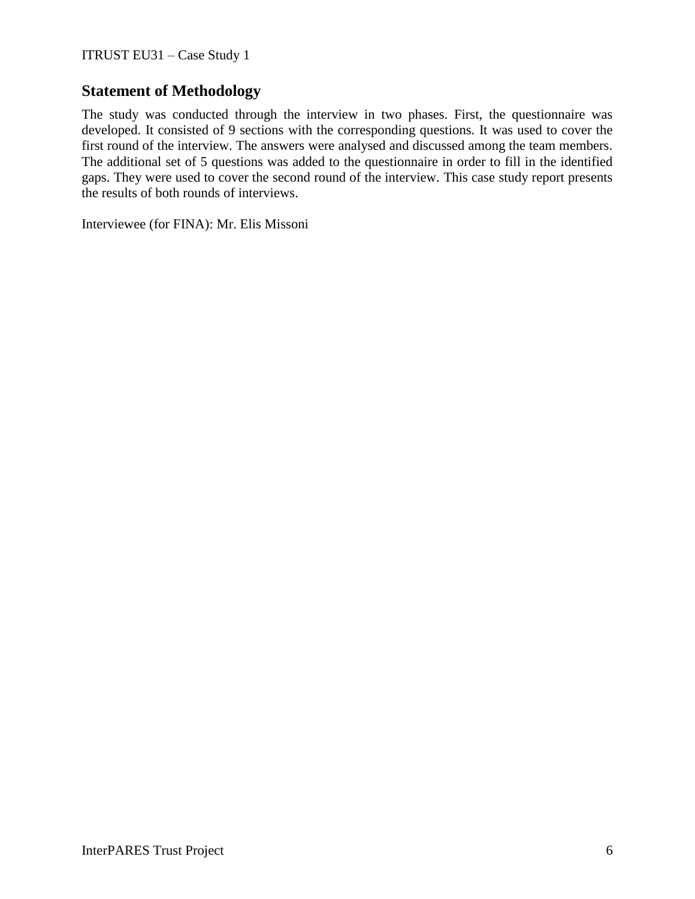## Statement of Methodology

The study was conducted through the interview in two phases. First, the questionnaire was developed. It consisted of 9 sections with the corresponding questions. It was used to cover the first round of the interview. The answers were analysed and discussed among the team members. The additional set of 5 questions was added to the questionnaire in order to fill in the identified gaps. They were used to cover the second round of the interview. This case study report presents the results of both rounds of interviews.

Interviewee (for FINA): Mr. Elis Missoni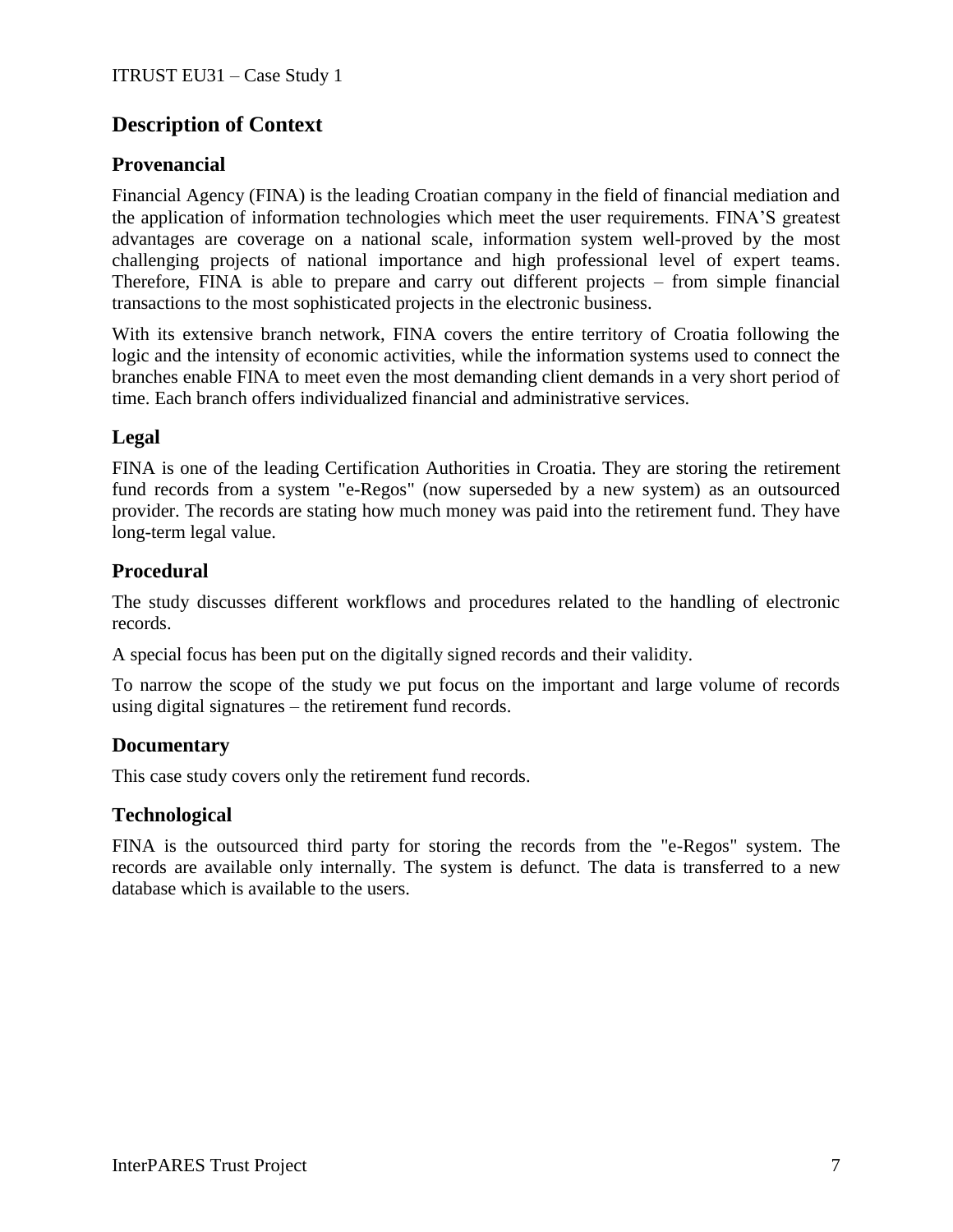## Description of Context

### Provenancial

Financial Agency (FINA) is the leading Croatian company in the field of financial mediation and the application of information technologies which meet the user requirements. FINA'S greatest advantages are coverage on a national scale, information system well-proved by the most challenging projects of national importance and high professional level of expert teams. Therefore, FINA is able to prepare and carry out different projects – from simple financial transactions to the most sophisticated projects in the electronic business.

With its extensive branch network, FINA covers the entire territory of Croatia following the logic and the intensity of economic activities, while the information systems used to connect the branches enable FINA to meet even the most demanding client demands in a very short period of time. Each branch offers individualized financial and administrative services.

### Legal

FINA is one of the leading Certification Authorities in Croatia. They are storing the retirement fund records from a system "e-Regos" (now superseded by a new system) as an outsourced provider. The records are stating how much money was paid into the retirement fund. They have long-term legal value.

### Procedural

The study discusses different workflows and procedures related to the handling of electronic records.

A special focus has been put on the digitally signed records and their validity.

To narrow the scope of the study we put focus on the important and large volume of records using digital signatures – the retirement fund records.

### Documentary

This case study covers only the retirement fund records.

### Technological

FINA is the outsourced third party for storing the records from the "e-Regos" system. The records are available only internally. The system is defunct. The data is transferred to a new database which is available to the users.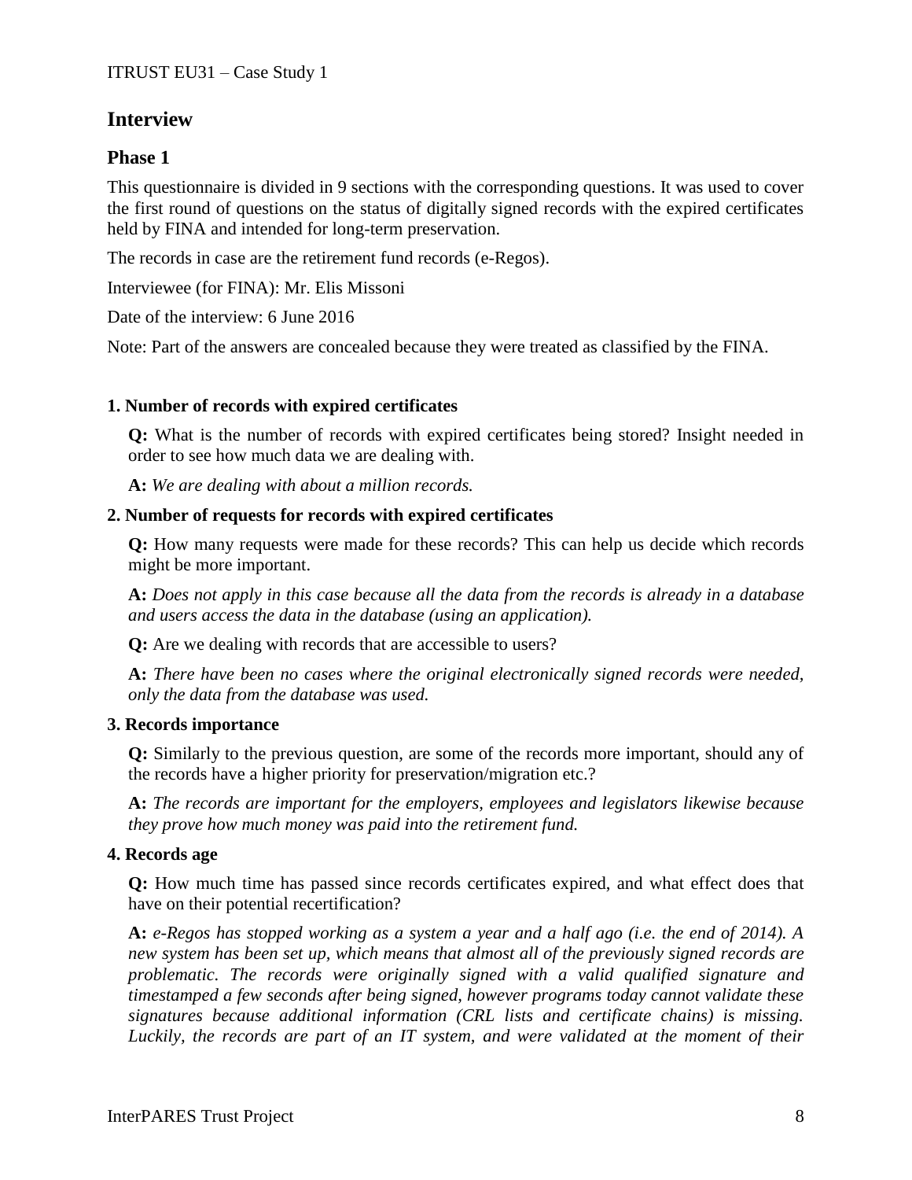## Interview

### Phase 1

This questionnaire is divided in 9 sections with the corresponding questions. It was used to cover the first round of questions on the status of digitally signed records with the expired certificates held by FINA and intended for long-term preservation.

The records in case are the retirement fund records (e-Regos).

Interviewee (for FINA): Mr. Elis Missoni

Date of the interview: 6 June 2016

Note: Part of the answers are concealed because they were treated as classified by the FINA.

#### 1. Number of records with expired certificates

**Q:** What is the number of records with expired certificates being stored? Insight needed in order to see how much data we are dealing with.

**A:** *We are dealing with about a million records.*

#### 2. Number of requests for records with expired certificates

**Q:** How many requests were made for these records? This can help us decide which records might be more important.

**A:** *Does not apply in this case because all the data from the records is already in a database and users access the data in the database (using an application).*

**Q:** Are we dealing with records that are accessible to users?

**A:** *There have been no cases where the original electronically signed records were needed, only the data from the database was used.*

#### 3. Records importance

**Q:** Similarly to the previous question, are some of the records more important, should any of the records have a higher priority for preservation/migration etc.?

**A:** *The records are important for the employers, employees and legislators likewise because they prove how much money was paid into the retirement fund.*

#### 4. Records age

**Q:** How much time has passed since records certificates expired, and what effect does that have on their potential recertification?

**A:** *e-Regos has stopped working as a system a year and a half ago (i.e. the end of 2014). A new system has been set up, which means that almost all of the previously signed records are problematic. The records were originally signed with a valid qualified signature and timestamped a few seconds after being signed, however programs today cannot validate these signatures because additional information (CRL lists and certificate chains) is missing. Luckily, the records are part of an IT system, and were validated at the moment of their*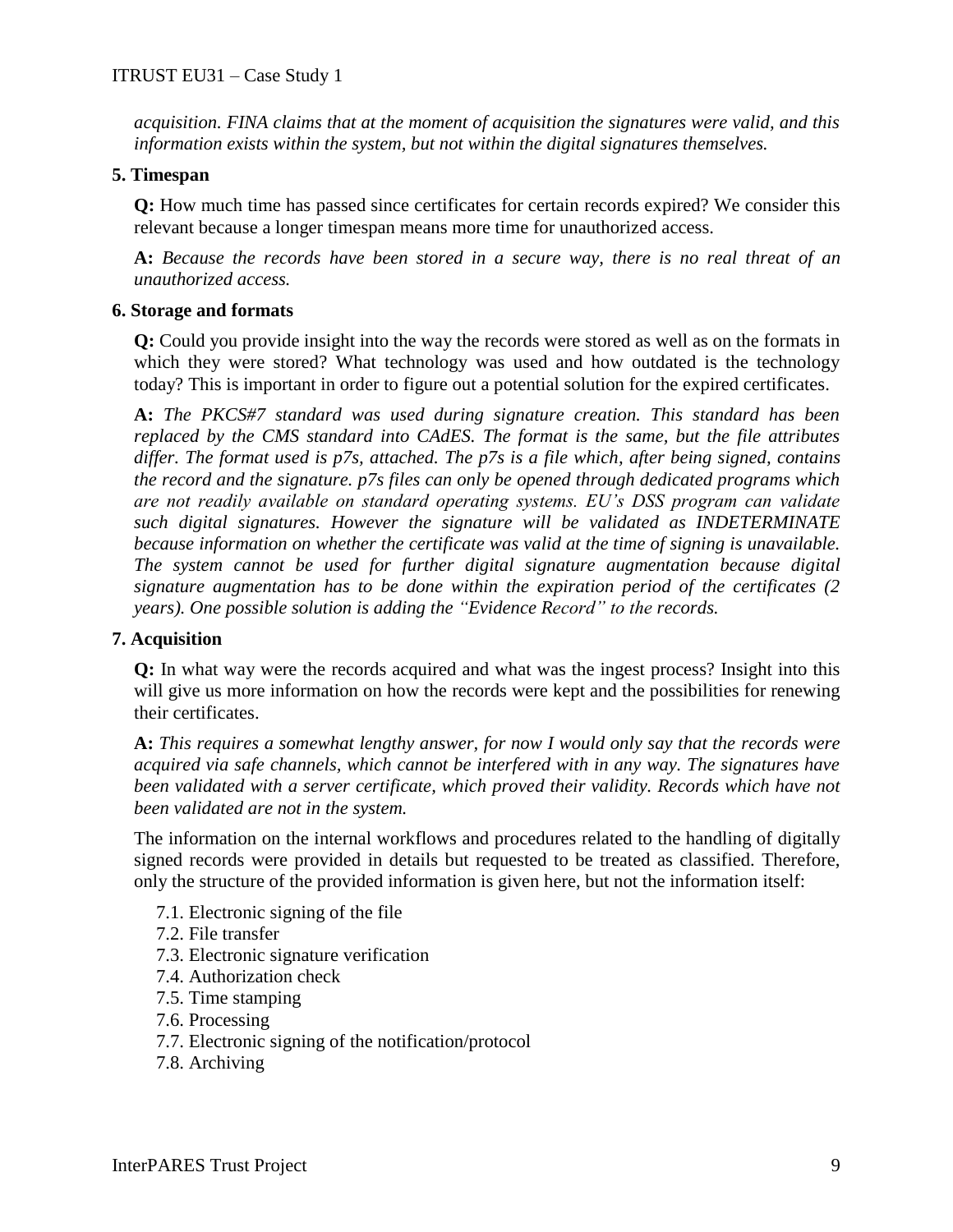*acquisition. FINA claims that at the moment of acquisition the signatures were valid, and this information exists within the system, but not within the digital signatures themselves.*

### 5. Timespan

**Q:** How much time has passed since certificates for certain records expired? We consider this relevant because a longer timespan means more time for unauthorized access.

**A:** *Because the records have been stored in a secure way, there is no real threat of an unauthorized access.*

### 6. Storage and formats

**Q:** Could you provide insight into the way the records were stored as well as on the formats in which they were stored? What technology was used and how outdated is the technology today? This is important in order to figure out a potential solution for the expired certificates.

**A:** *The PKCS#7 standard was used during signature creation. This standard has been replaced by the CMS standard into CAdES. The format is the same, but the file attributes differ. The format used is p7s, attached. The p7s is a file which, after being signed, contains the record and the signature. p7s files can only be opened through dedicated programs which are not readily available on standard operating systems. EU's DSS program can validate such digital signatures. However the signature will be validated as INDETERMINATE because information on whether the certificate was valid at the time of signing is unavailable. The system cannot be used for further digital signature augmentation because digital signature augmentation has to be done within the expiration period of the certificates (2 years). One possible solution is adding the "Evidence Record" to the records.*

### 7. Acquisition

**Q:** In what way were the records acquired and what was the ingest process? Insight into this will give us more information on how the records were kept and the possibilities for renewing their certificates.

**A:** *This requires a somewhat lengthy answer, for now I would only say that the records were acquired via safe channels, which cannot be interfered with in any way. The signatures have been validated with a server certificate, which proved their validity. Records which have not been validated are not in the system.*

The information on the internal workflows and procedures related to the handling of digitally signed records were provided in details but requested to be treated as classified. Therefore, only the structure of the provided information is given here, but not the information itself:

- 7.1. Electronic signing of the file
- 7.2. File transfer
- 7.3. Electronic signature verification
- 7.4. Authorization check
- 7.5. Time stamping
- 7.6. Processing
- 7.7. Electronic signing of the notification/protocol
- 7.8. Archiving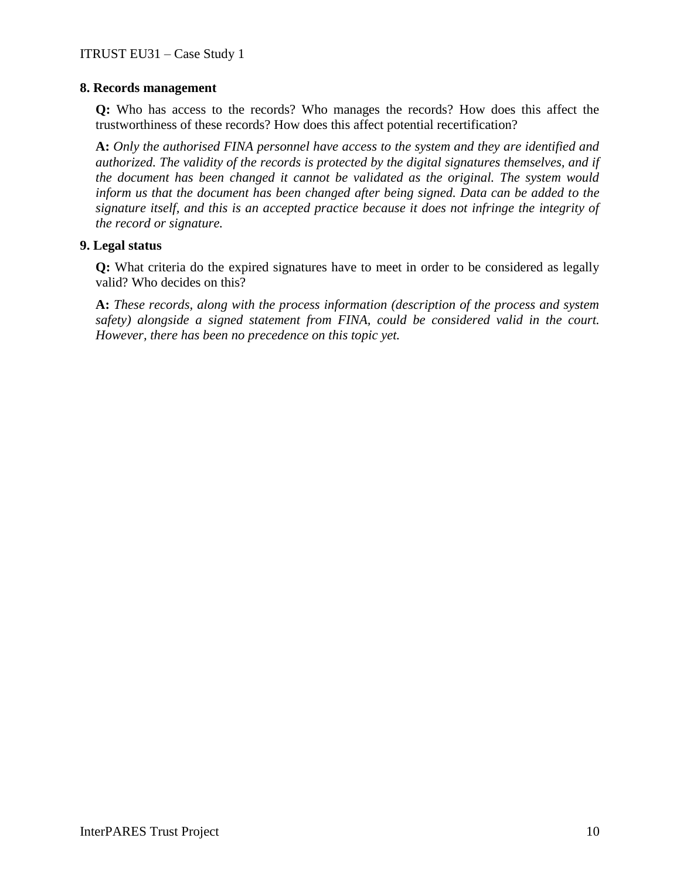### 8. Records management

**Q:** Who has access to the records? Who manages the records? How does this affect the trustworthiness of these records? How does this affect potential recertification?

**A:** *Only the authorised FINA personnel have access to the system and they are identified and authorized. The validity of the records is protected by the digital signatures themselves, and if the document has been changed it cannot be validated as the original. The system would inform us that the document has been changed after being signed. Data can be added to the signature itself, and this is an accepted practice because it does not infringe the integrity of the record or signature.*

### 9. Legal status

**Q:** What criteria do the expired signatures have to meet in order to be considered as legally valid? Who decides on this?

**A:** *These records, along with the process information (description of the process and system safety) alongside a signed statement from FINA, could be considered valid in the court. However, there has been no precedence on this topic yet.*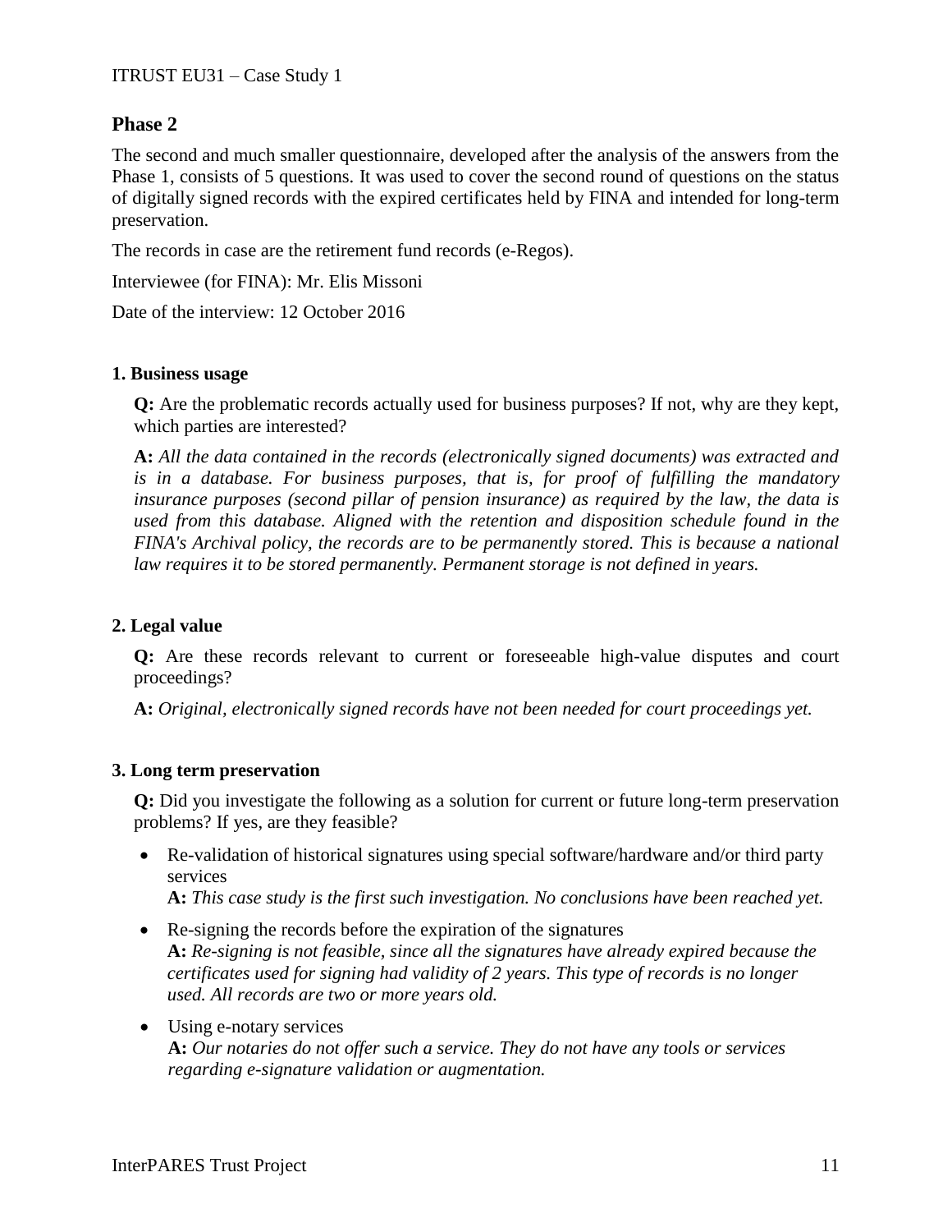## Phase 2

The second and much smaller questionnaire, developed after the analysis of the answers from the Phase 1, consists of 5 questions. It was used to cover the second round of questions on the status of digitally signed records with the expired certificates held by FINA and intended for long-term preservation.

The records in case are the retirement fund records (e-Regos).

Interviewee (for FINA): Mr. Elis Missoni

Date of the interview: 12 October 2016

### 1. Business usage

**Q:** Are the problematic records actually used for business purposes? If not, why are they kept, which parties are interested?

**A:** *All the data contained in the records (electronically signed documents) was extracted and is in a database. For business purposes, that is, for proof of fulfilling the mandatory insurance purposes (second pillar of pension insurance) as required by the law, the data is used from this database. Aligned with the retention and disposition schedule found in the FINA's Archival policy, the records are to be permanently stored. This is because a national law requires it to be stored permanently. Permanent storage is not defined in years.*

### 2. Legal value

**Q:** Are these records relevant to current or foreseeable high-value disputes and court proceedings?

**A:** *Original, electronically signed records have not been needed for court proceedings yet.*

### 3. Long term preservation

**Q:** Did you investigate the following as a solution for current or future long-term preservation problems? If yes, are they feasible?

- Re-validation of historical signatures using special software/hardware and/or third party services
  **A:** *This case study is the first such investigation. No conclusions have been reached yet.*
- Re-signing the records before the expiration of the signatures
  **A:** *Re-signing is not feasible, since all the signatures have already expired because the certificates used for signing had validity of 2 years. This type of records is no longer used. All records are two or more years old.*
- Using e-notary services
  **A:** *Our notaries do not offer such a service. They do not have any tools or services regarding e-signature validation or augmentation.*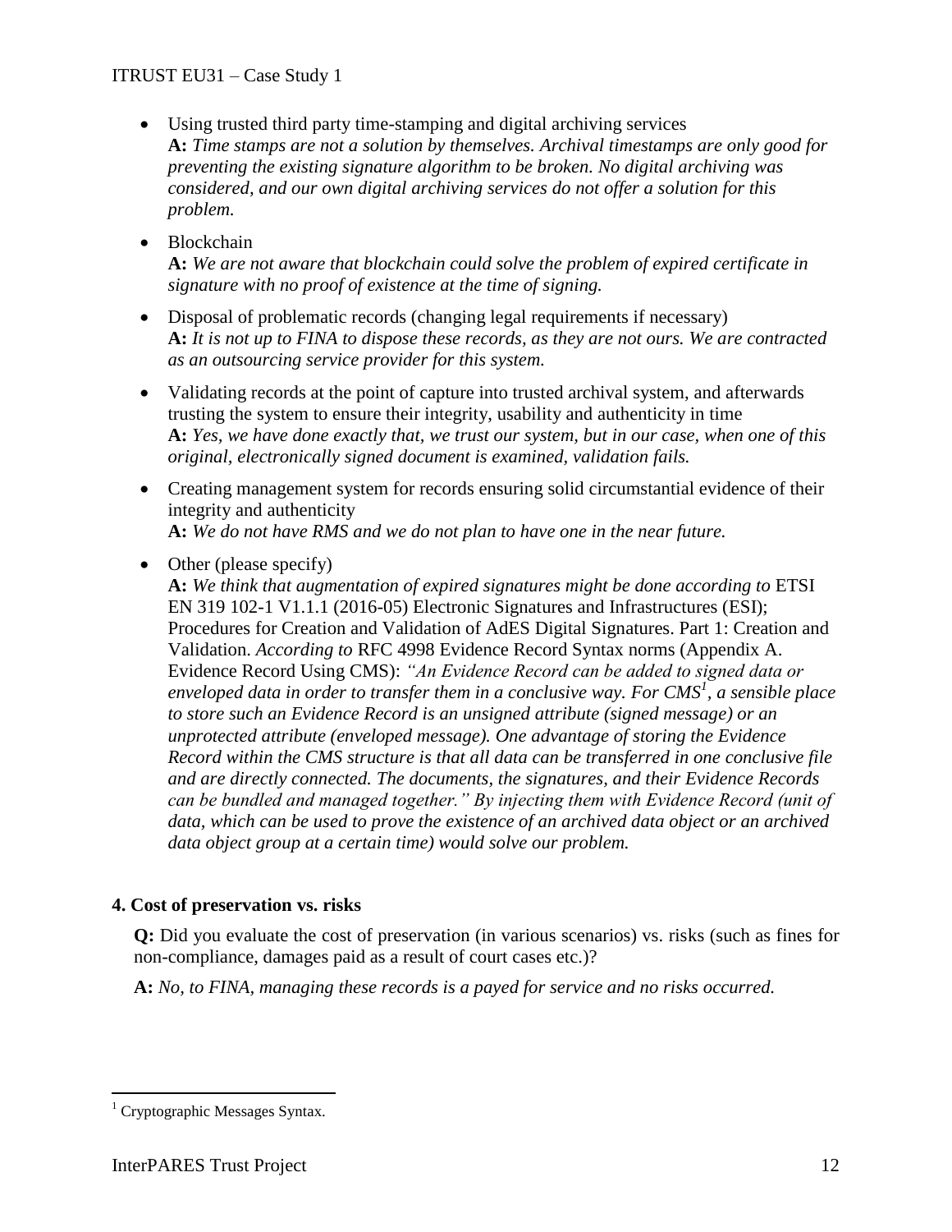- Using trusted third party time-stamping and digital archiving services
  **A:** *Time stamps are not a solution by themselves. Archival timestamps are only good for preventing the existing signature algorithm to be broken. No digital archiving was considered, and our own digital archiving services do not offer a solution for this problem.*

- Blockchain
  **A:** *We are not aware that blockchain could solve the problem of expired certificate in signature with no proof of existence at the time of signing.*

- Disposal of problematic records (changing legal requirements if necessary)
  **A:** *It is not up to FINA to dispose these records, as they are not ours. We are contracted as an outsourcing service provider for this system.*

- Validating records at the point of capture into trusted archival system, and afterwards trusting the system to ensure their integrity, usability and authenticity in time
  **A:** *Yes, we have done exactly that, we trust our system, but in our case, when one of this original, electronically signed document is examined, validation fails.*

- Creating management system for records ensuring solid circumstantial evidence of their integrity and authenticity
  **A:** *We do not have RMS and we do not plan to have one in the near future.*

- Other (please specify)
  **A:** *We think that augmentation of expired signatures might be done according to* ETSI EN 319 102-1 V1.1.1 (2016-05) Electronic Signatures and Infrastructures (ESI); Procedures for Creation and Validation of AdES Digital Signatures. Part 1: Creation and Validation. *According to* RFC 4998 Evidence Record Syntax norms (Appendix A. Evidence Record Using CMS): *"An Evidence Record can be added to signed data or enveloped data in order to transfer them in a conclusive way. For CMS*[1]*, a sensible place to store such an Evidence Record is an unsigned attribute (signed message) or an unprotected attribute (enveloped message). One advantage of storing the Evidence Record within the CMS structure is that all data can be transferred in one conclusive file and are directly connected. The documents, the signatures, and their Evidence Records can be bundled and managed together." By injecting them with Evidence Record (unit of data, which can be used to prove the existence of an archived data object or an archived data object group at a certain time) would solve our problem.*

**4. Cost of preservation vs. risks**

**Q:** Did you evaluate the cost of preservation (in various scenarios) vs. risks (such as fines for non-compliance, damages paid as a result of court cases etc.)?

**A:** *No, to FINA, managing these records is a payed for service and no risks occurred.*

[1] Cryptographic Messages Syntax.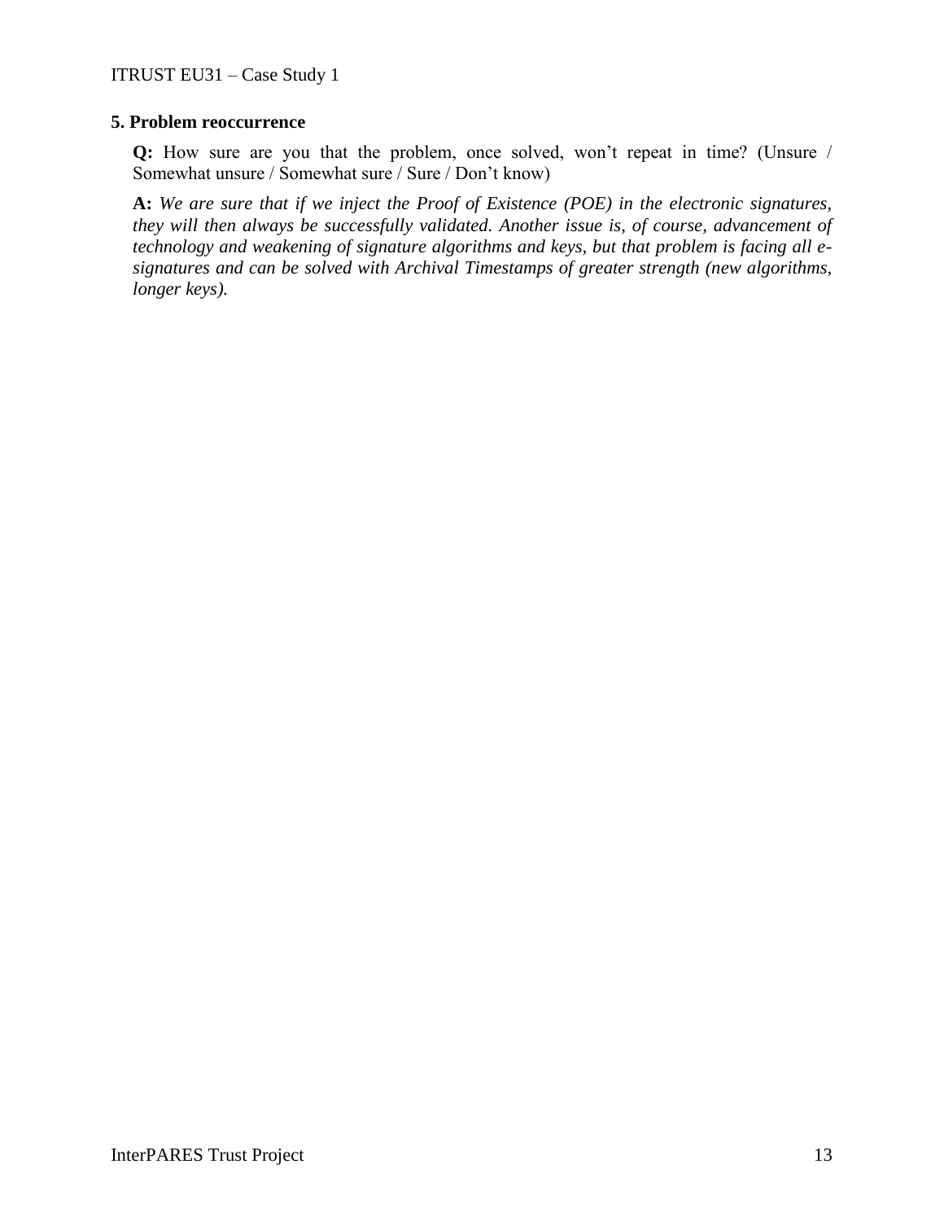### 5. Problem reoccurrence

**Q:** How sure are you that the problem, once solved, won't repeat in time? (Unsure / Somewhat unsure / Somewhat sure / Sure / Don't know)

**A:** *We are sure that if we inject the Proof of Existence (POE) in the electronic signatures, they will then always be successfully validated. Another issue is, of course, advancement of technology and weakening of signature algorithms and keys, but that problem is facing all e-signatures and can be solved with Archival Timestamps of greater strength (new algorithms, longer keys).*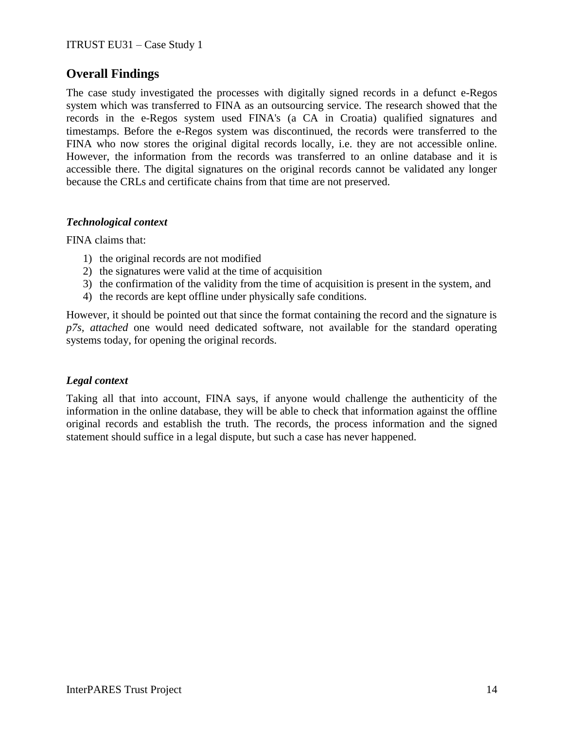## Overall Findings

The case study investigated the processes with digitally signed records in a defunct e-Regos system which was transferred to FINA as an outsourcing service. The research showed that the records in the e-Regos system used FINA's (a CA in Croatia) qualified signatures and timestamps. Before the e-Regos system was discontinued, the records were transferred to the FINA who now stores the original digital records locally, i.e. they are not accessible online. However, the information from the records was transferred to an online database and it is accessible there. The digital signatures on the original records cannot be validated any longer because the CRLs and certificate chains from that time are not preserved.

### *Technological context*

FINA claims that:

1) the original records are not modified
2) the signatures were valid at the time of acquisition
3) the confirmation of the validity from the time of acquisition is present in the system, and
4) the records are kept offline under physically safe conditions.

However, it should be pointed out that since the format containing the record and the signature is *p7s, attached* one would need dedicated software, not available for the standard operating systems today, for opening the original records.

### *Legal context*

Taking all that into account, FINA says, if anyone would challenge the authenticity of the information in the online database, they will be able to check that information against the offline original records and establish the truth. The records, the process information and the signed statement should suffice in a legal dispute, but such a case has never happened.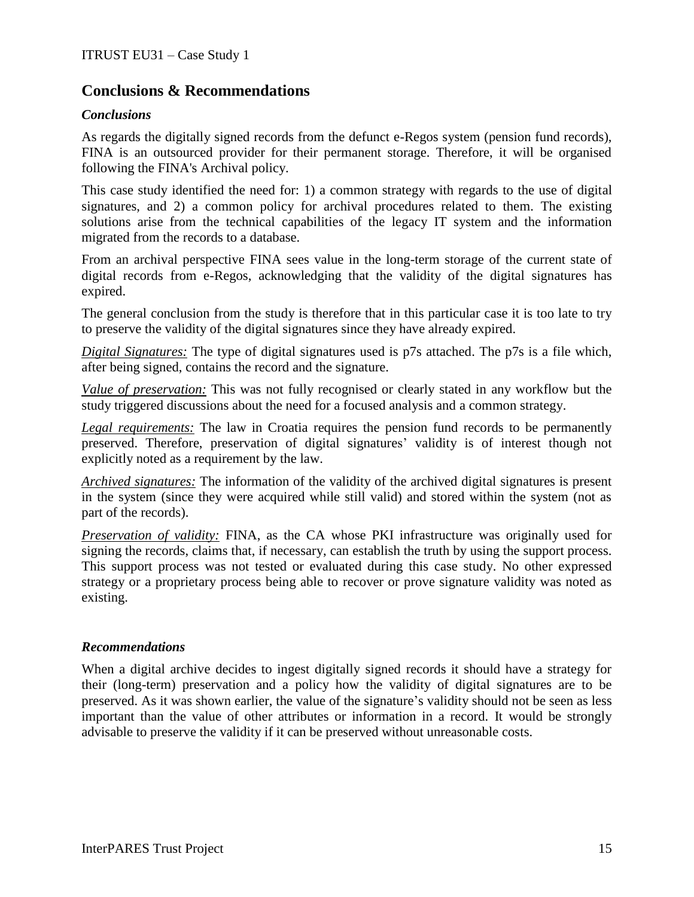## Conclusions & Recommendations

### *Conclusions*

As regards the digitally signed records from the defunct e-Regos system (pension fund records), FINA is an outsourced provider for their permanent storage. Therefore, it will be organised following the FINA's Archival policy.

This case study identified the need for: 1) a common strategy with regards to the use of digital signatures, and 2) a common policy for archival procedures related to them. The existing solutions arise from the technical capabilities of the legacy IT system and the information migrated from the records to a database.

From an archival perspective FINA sees value in the long-term storage of the current state of digital records from e-Regos, acknowledging that the validity of the digital signatures has expired.

The general conclusion from the study is therefore that in this particular case it is too late to try to preserve the validity of the digital signatures since they have already expired.

*Digital Signatures:* The type of digital signatures used is p7s attached. The p7s is a file which, after being signed, contains the record and the signature.

*Value of preservation:* This was not fully recognised or clearly stated in any workflow but the study triggered discussions about the need for a focused analysis and a common strategy.

*Legal requirements:* The law in Croatia requires the pension fund records to be permanently preserved. Therefore, preservation of digital signatures' validity is of interest though not explicitly noted as a requirement by the law.

*Archived signatures:* The information of the validity of the archived digital signatures is present in the system (since they were acquired while still valid) and stored within the system (not as part of the records).

*Preservation of validity:* FINA, as the CA whose PKI infrastructure was originally used for signing the records, claims that, if necessary, can establish the truth by using the support process. This support process was not tested or evaluated during this case study. No other expressed strategy or a proprietary process being able to recover or prove signature validity was noted as existing.

### *Recommendations*

When a digital archive decides to ingest digitally signed records it should have a strategy for their (long-term) preservation and a policy how the validity of digital signatures are to be preserved. As it was shown earlier, the value of the signature's validity should not be seen as less important than the value of other attributes or information in a record. It would be strongly advisable to preserve the validity if it can be preserved without unreasonable costs.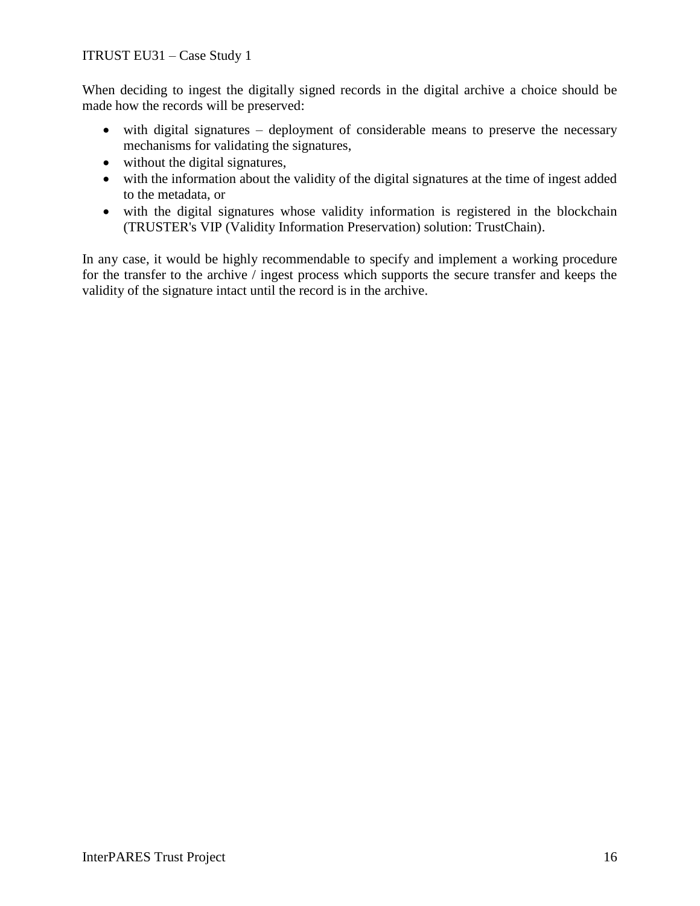When deciding to ingest the digitally signed records in the digital archive a choice should be made how the records will be preserved:

- with digital signatures – deployment of considerable means to preserve the necessary mechanisms for validating the signatures,
- without the digital signatures,
- with the information about the validity of the digital signatures at the time of ingest added to the metadata, or
- with the digital signatures whose validity information is registered in the blockchain (TRUSTER's VIP (Validity Information Preservation) solution: TrustChain).

In any case, it would be highly recommendable to specify and implement a working procedure for the transfer to the archive / ingest process which supports the secure transfer and keeps the validity of the signature intact until the record is in the archive.